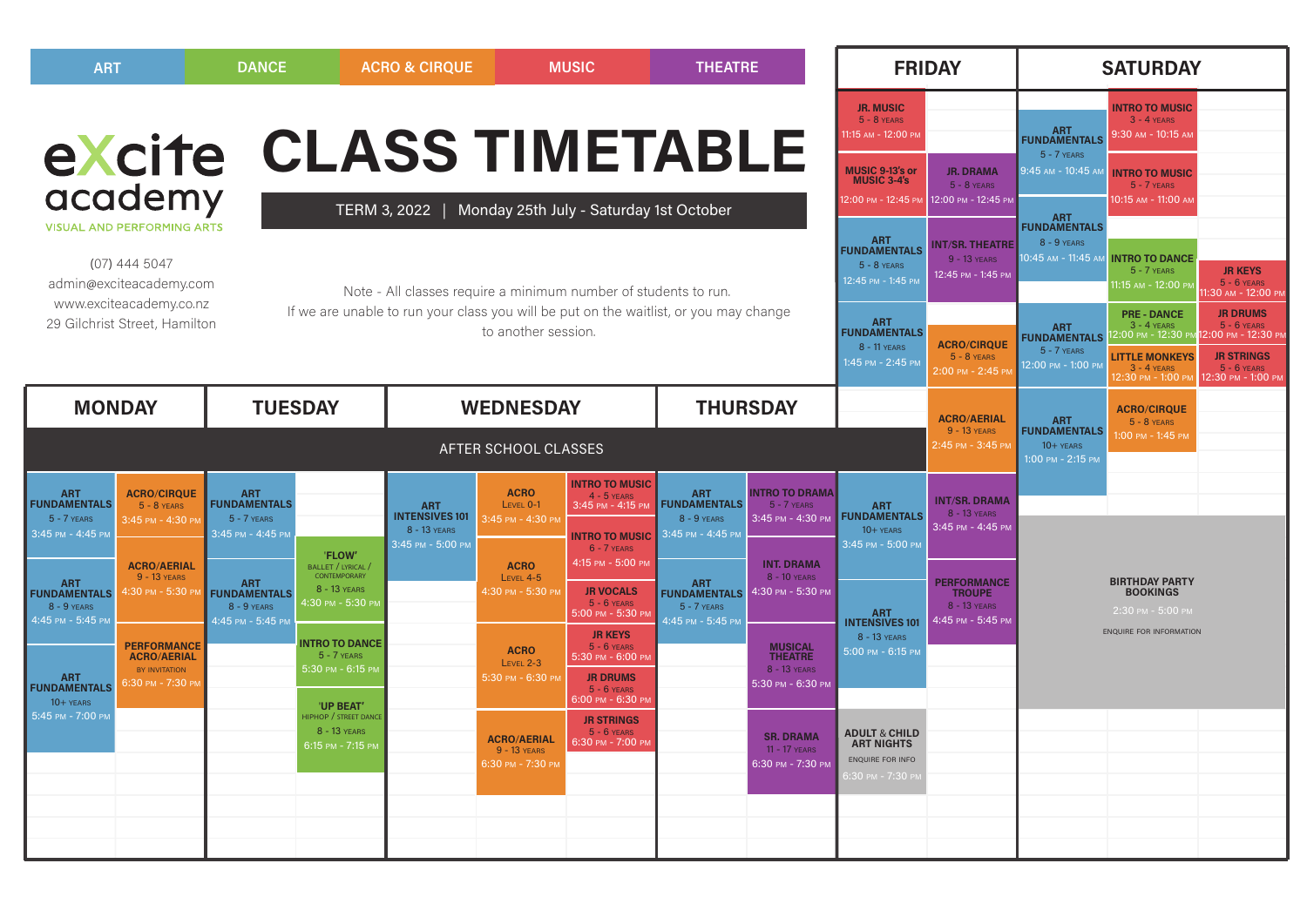ART | DANCE | ACRO & CIRQUE | MUSIC | THEATRE

# eXcite academy

VISUAL AND PERFORMING ARTS

(07) 444 5047
admin@exciteacademy.com
www.exciteacademy.co.nz
29 Gilchrist Street, Hamilton

# CLASS TIMETABLE

TERM 3, 2022 | Monday 25th July - Saturday 1st October

Note - All classes require a minimum number of students to run.
If we are unable to run your class you will be put on the waitlist, or you may change to another session.

## FRIDAY

- **JR. MUSIC** 5 - 8 years, 11:15 am - 12:00 pm
- **MUSIC 9-13's or MUSIC 3-4's** 12:00 pm - 12:45 pm
- **JR. DRAMA** 5 - 8 years, 12:00 pm - 12:45 pm
- **ART FUNDAMENTALS** 5 - 8 years, 12:45 pm - 1:45 pm
- **INT/SR. THEATRE** 9 - 13 years, 12:45 pm - 1:45 pm
- **ART FUNDAMENTALS** 8 - 11 years, 1:45 pm - 2:45 pm
- **ACRO/CIRQUE** 5 - 8 years, 2:00 pm - 2:45 pm
- **ACRO/AERIAL** 9 - 13 years, 2:45 pm - 3:45 pm

**After school classes:**

- **ART FUNDAMENTALS** 10+ years, 3:45 pm - 5:00 pm
- **INT/SR. DRAMA** 8 - 13 years, 3:45 pm - 4:45 pm
- **PERFORMANCE TROUPE** 8 - 13 years, 4:45 pm - 5:45 pm
- **ART INTENSIVES 101** 8 - 13 years, 5:00 pm - 6:15 pm
- **ADULT & CHILD ART NIGHTS** Enquire for info, 6:30 pm - 7:30 pm

## SATURDAY

- **ART FUNDAMENTALS** 5 - 7 years, 9:45 am - 10:45 am
- **INTRO TO MUSIC** 3 - 4 years, 9:30 am - 10:15 am
- **INTRO TO MUSIC** 5 - 7 years, 10:15 am - 11:00 am
- **ART FUNDAMENTALS** 8 - 9 years, 10:45 am - 11:45 am
- **INTRO TO DANCE** 5 - 7 years, 11:15 am - 12:00 pm
- **JR KEYS** 5 - 6 years, 11:30 am - 12:00 pm
- **ART FUNDAMENTALS** 5 - 7 years, 12:00 pm - 1:00 pm
- **PRE - DANCE** 3 - 4 years, 12:00 pm - 12:30 pm
- **JR DRUMS** 5 - 6 years, 12:00 pm - 12:30 pm
- **LITTLE MONKEYS** 3 - 4 years, 12:30 pm - 1:00 pm
- **JR STRINGS** 5 - 6 years, 12:30 pm - 1:00 pm
- **ART FUNDAMENTALS** 10+ years, 1:00 pm - 2:15 pm
- **ACRO/CIRQUE** 5 - 8 years, 1:00 pm - 1:45 pm
- **BIRTHDAY PARTY BOOKINGS** 2:30 pm - 5:00 pm, Enquire for information

## AFTER SCHOOL CLASSES

### MONDAY

- **ART FUNDAMENTALS** 5 - 7 years, 3:45 pm - 4:45 pm
- **ACRO/CIRQUE** 5 - 8 years, 3:45 pm - 4:30 pm
- **ACRO/AERIAL** 9 - 13 years, 4:30 pm - 5:30 pm
- **ART FUNDAMENTALS** 8 - 9 years, 4:45 pm - 5:45 pm
- **ART FUNDAMENTALS** 10+ years, 5:45 pm - 7:00 pm
- **PERFORMANCE ACRO/AERIAL** By invitation, 6:30 pm - 7:30 pm

### TUESDAY

- **ART FUNDAMENTALS** 5 - 7 years, 3:45 pm - 4:45 pm
- **ART FUNDAMENTALS** 8 - 9 years, 4:45 pm - 5:45 pm
- **'FLOW'** Ballet / Lyrical / Contemporary, 8 - 13 years, 4:30 pm - 5:30 pm
- **INTRO TO DANCE** 5 - 7 years, 5:30 pm - 6:15 pm
- **'UP BEAT'** Hiphop / Street Dance, 8 - 13 years, 6:15 pm - 7:15 pm

### WEDNESDAY

- **ART INTENSIVES 101** 8 - 13 years, 3:45 pm - 5:00 pm
- **ACRO** Level 0-1, 3:45 pm - 4:30 pm
- **ACRO** Level 4-5, 4:30 pm - 5:30 pm
- **ACRO** Level 2-3, 5:30 pm - 6:30 pm
- **ACRO/AERIAL** 9 - 13 years, 6:30 pm - 7:30 pm
- **INTRO TO MUSIC** 4 - 5 years, 3:45 pm - 4:15 pm
- **INTRO TO MUSIC** 6 - 7 years, 4:15 pm - 5:00 pm
- **JR VOCALS** 5 - 6 years, 5:00 pm - 5:30 pm
- **JR KEYS** 5 - 6 years, 5:30 pm - 6:00 pm
- **JR DRUMS** 5 - 6 years, 6:00 pm - 6:30 pm
- **JR STRINGS** 5 - 6 years, 6:30 pm - 7:00 pm

### THURSDAY

- **ART FUNDAMENTALS** 8 - 9 years, 3:45 pm - 4:45 pm
- **ART FUNDAMENTALS** 5 - 7 years, 4:45 pm - 5:45 pm
- **INTRO TO DRAMA** 5 - 7 years, 3:45 pm - 4:30 pm
- **INT. DRAMA** 8 - 10 years, 4:30 pm - 5:30 pm
- **MUSICAL THEATRE** 8 - 13 years, 5:30 pm - 6:30 pm
- **SR. DRAMA** 11 - 17 years, 6:30 pm - 7:30 pm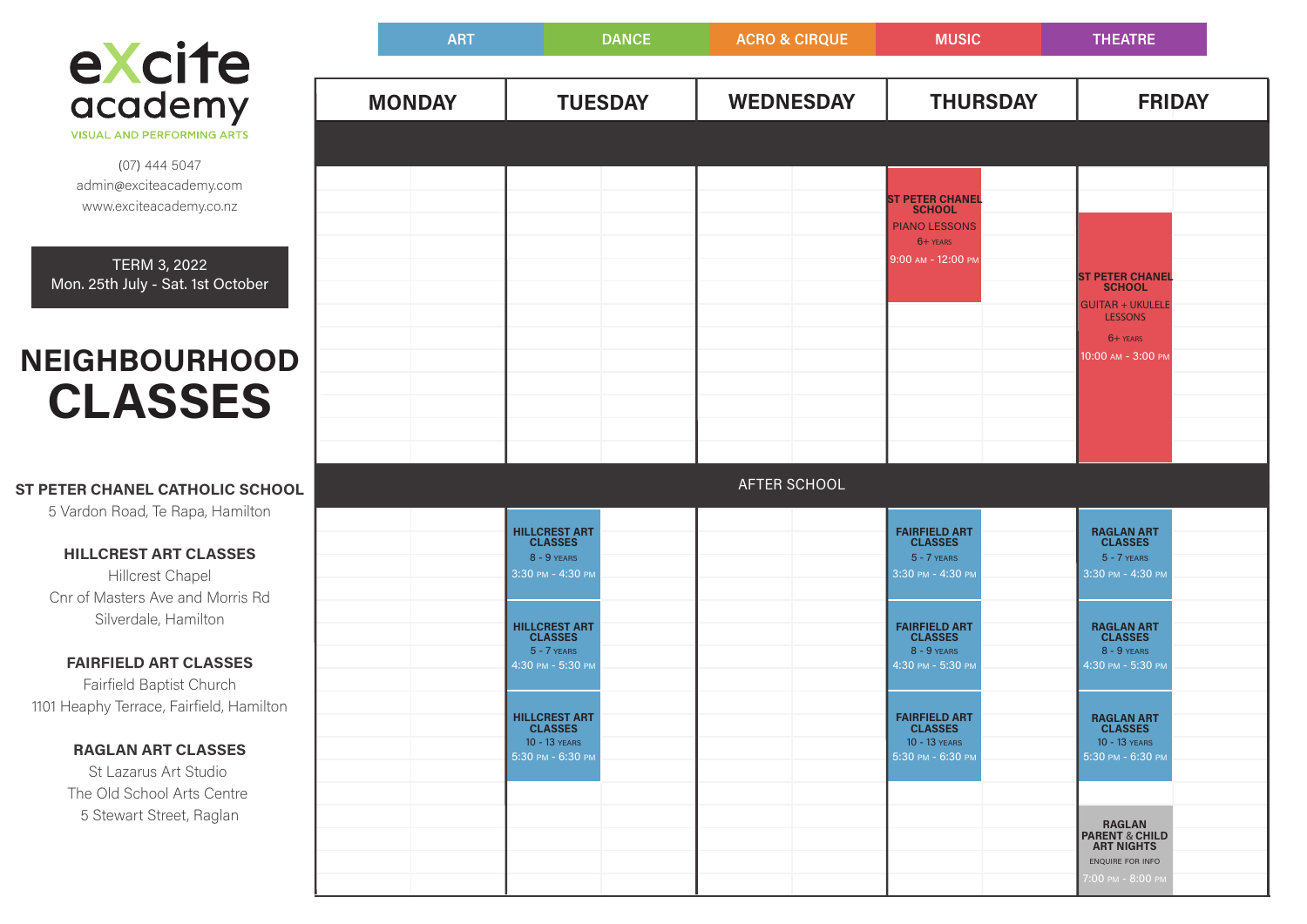# eXcite academy

VISUAL AND PERFORMING ARTS

(07) 444 5047
admin@exciteacademy.com
www.exciteacademy.co.nz

TERM 3, 2022
Mon. 25th July - Sat. 1st October

# NEIGHBOURHOOD CLASSES

**ST PETER CHANEL CATHOLIC SCHOOL**
5 Vardon Road, Te Rapa, Hamilton

**HILLCREST ART CLASSES**
Hillcrest Chapel
Cnr of Masters Ave and Morris Rd
Silverdale, Hamilton

**FAIRFIELD ART CLASSES**
Fairfield Baptist Church
1101 Heaphy Terrace, Fairfield, Hamilton

**RAGLAN ART CLASSES**
St Lazarus Art Studio
The Old School Arts Centre
5 Stewart Street, Raglan

ART | DANCE | ACRO & CIRQUE | MUSIC | THEATRE

| MONDAY | TUESDAY | WEDNESDAY | THURSDAY | FRIDAY |
|---|---|---|---|---|
| | | | ST PETER CHANEL SCHOOL PIANO LESSONS 6+ YEARS 9:00 AM - 12:00 PM | ST PETER CHANEL SCHOOL GUITAR + UKULELE LESSONS 6+ YEARS 10:00 AM - 3:00 PM |
| **AFTER SCHOOL** | | | | |
| | HILLCREST ART CLASSES 8 - 9 YEARS 3:30 PM - 4:30 PM | | FAIRFIELD ART CLASSES 5 - 7 YEARS 3:30 PM - 4:30 PM | RAGLAN ART CLASSES 5 - 7 YEARS 3:30 PM - 4:30 PM |
| | HILLCREST ART CLASSES 5 - 7 YEARS 4:30 PM - 5:30 PM | | FAIRFIELD ART CLASSES 8 - 9 YEARS 4:30 PM - 5:30 PM | RAGLAN ART CLASSES 8 - 9 YEARS 4:30 PM - 5:30 PM |
| | HILLCREST ART CLASSES 10 - 13 YEARS 5:30 PM - 6:30 PM | | FAIRFIELD ART CLASSES 10 - 13 YEARS 5:30 PM - 6:30 PM | RAGLAN ART CLASSES 10 - 13 YEARS 5:30 PM - 6:30 PM |
| | | | | RAGLAN PARENT & CHILD ART NIGHTS ENQUIRE FOR INFO 7:00 PM - 8:00 PM |